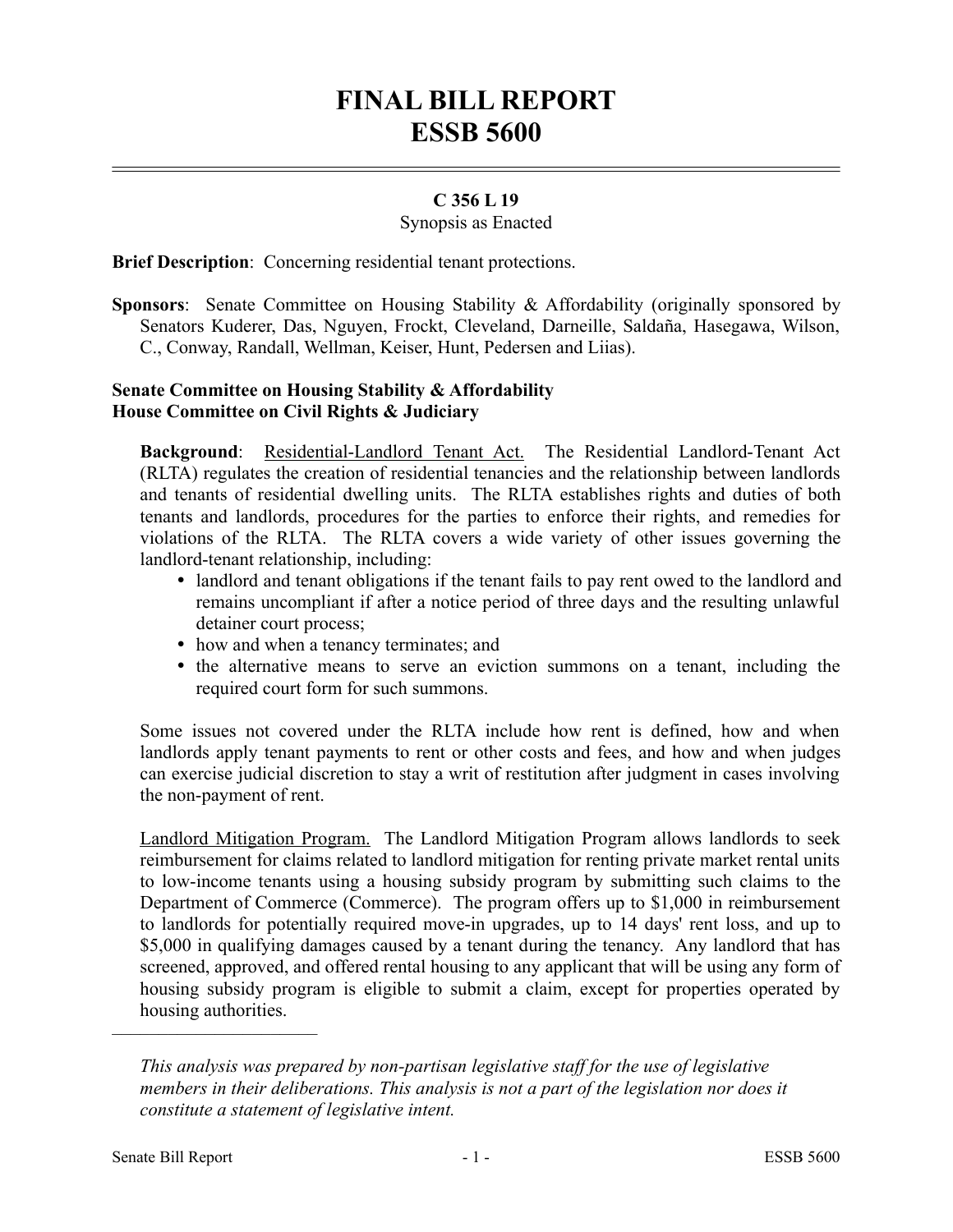# FINAL BILL REPORT
# ESSB 5600

**C 356 L 19**

Synopsis as Enacted

**Brief Description**: Concerning residential tenant protections.

**Sponsors**: Senate Committee on Housing Stability & Affordability (originally sponsored by Senators Kuderer, Das, Nguyen, Frockt, Cleveland, Darneille, Saldaña, Hasegawa, Wilson, C., Conway, Randall, Wellman, Keiser, Hunt, Pedersen and Liias).

**Senate Committee on Housing Stability & Affordability**
**House Committee on Civil Rights & Judiciary**

**Background**: Residential-Landlord Tenant Act. The Residential Landlord-Tenant Act (RLTA) regulates the creation of residential tenancies and the relationship between landlords and tenants of residential dwelling units. The RLTA establishes rights and duties of both tenants and landlords, procedures for the parties to enforce their rights, and remedies for violations of the RLTA. The RLTA covers a wide variety of other issues governing the landlord-tenant relationship, including:

- landlord and tenant obligations if the tenant fails to pay rent owed to the landlord and remains uncompliant if after a notice period of three days and the resulting unlawful detainer court process;
- how and when a tenancy terminates; and
- the alternative means to serve an eviction summons on a tenant, including the required court form for such summons.

Some issues not covered under the RLTA include how rent is defined, how and when landlords apply tenant payments to rent or other costs and fees, and how and when judges can exercise judicial discretion to stay a writ of restitution after judgment in cases involving the non-payment of rent.

Landlord Mitigation Program. The Landlord Mitigation Program allows landlords to seek reimbursement for claims related to landlord mitigation for renting private market rental units to low-income tenants using a housing subsidy program by submitting such claims to the Department of Commerce (Commerce). The program offers up to $1,000 in reimbursement to landlords for potentially required move-in upgrades, up to 14 days' rent loss, and up to $5,000 in qualifying damages caused by a tenant during the tenancy. Any landlord that has screened, approved, and offered rental housing to any applicant that will be using any form of housing subsidy program is eligible to submit a claim, except for properties operated by housing authorities.

---

*This analysis was prepared by non-partisan legislative staff for the use of legislative members in their deliberations. This analysis is not a part of the legislation nor does it constitute a statement of legislative intent.*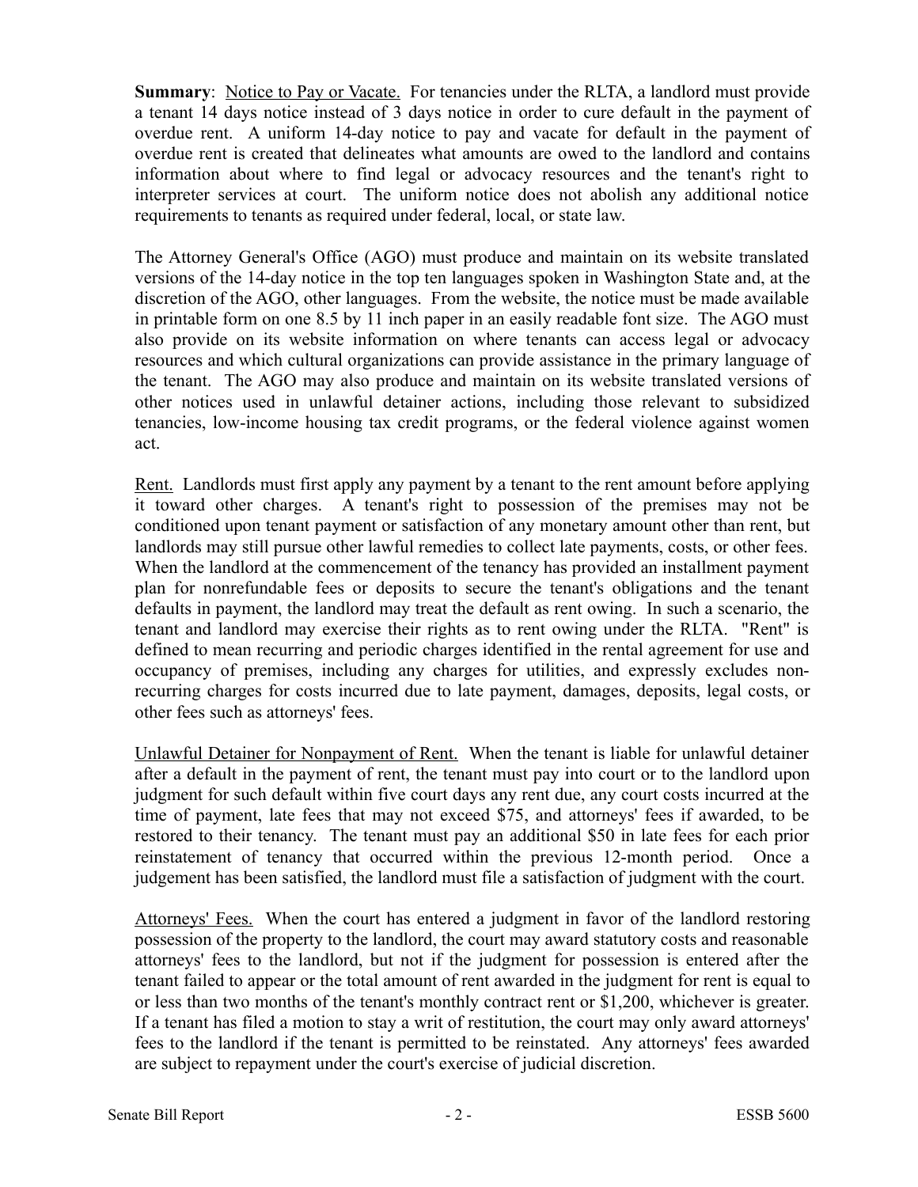**Summary**: Notice to Pay or Vacate. For tenancies under the RLTA, a landlord must provide a tenant 14 days notice instead of 3 days notice in order to cure default in the payment of overdue rent. A uniform 14-day notice to pay and vacate for default in the payment of overdue rent is created that delineates what amounts are owed to the landlord and contains information about where to find legal or advocacy resources and the tenant's right to interpreter services at court. The uniform notice does not abolish any additional notice requirements to tenants as required under federal, local, or state law.

The Attorney General's Office (AGO) must produce and maintain on its website translated versions of the 14-day notice in the top ten languages spoken in Washington State and, at the discretion of the AGO, other languages. From the website, the notice must be made available in printable form on one 8.5 by 11 inch paper in an easily readable font size. The AGO must also provide on its website information on where tenants can access legal or advocacy resources and which cultural organizations can provide assistance in the primary language of the tenant. The AGO may also produce and maintain on its website translated versions of other notices used in unlawful detainer actions, including those relevant to subsidized tenancies, low-income housing tax credit programs, or the federal violence against women act.

Rent. Landlords must first apply any payment by a tenant to the rent amount before applying it toward other charges. A tenant's right to possession of the premises may not be conditioned upon tenant payment or satisfaction of any monetary amount other than rent, but landlords may still pursue other lawful remedies to collect late payments, costs, or other fees. When the landlord at the commencement of the tenancy has provided an installment payment plan for nonrefundable fees or deposits to secure the tenant's obligations and the tenant defaults in payment, the landlord may treat the default as rent owing. In such a scenario, the tenant and landlord may exercise their rights as to rent owing under the RLTA. "Rent" is defined to mean recurring and periodic charges identified in the rental agreement for use and occupancy of premises, including any charges for utilities, and expressly excludes non-recurring charges for costs incurred due to late payment, damages, deposits, legal costs, or other fees such as attorneys' fees.

Unlawful Detainer for Nonpayment of Rent. When the tenant is liable for unlawful detainer after a default in the payment of rent, the tenant must pay into court or to the landlord upon judgment for such default within five court days any rent due, any court costs incurred at the time of payment, late fees that may not exceed $75, and attorneys' fees if awarded, to be restored to their tenancy. The tenant must pay an additional $50 in late fees for each prior reinstatement of tenancy that occurred within the previous 12-month period. Once a judgement has been satisfied, the landlord must file a satisfaction of judgment with the court.

Attorneys' Fees. When the court has entered a judgment in favor of the landlord restoring possession of the property to the landlord, the court may award statutory costs and reasonable attorneys' fees to the landlord, but not if the judgment for possession is entered after the tenant failed to appear or the total amount of rent awarded in the judgment for rent is equal to or less than two months of the tenant's monthly contract rent or $1,200, whichever is greater. If a tenant has filed a motion to stay a writ of restitution, the court may only award attorneys' fees to the landlord if the tenant is permitted to be reinstated. Any attorneys' fees awarded are subject to repayment under the court's exercise of judicial discretion.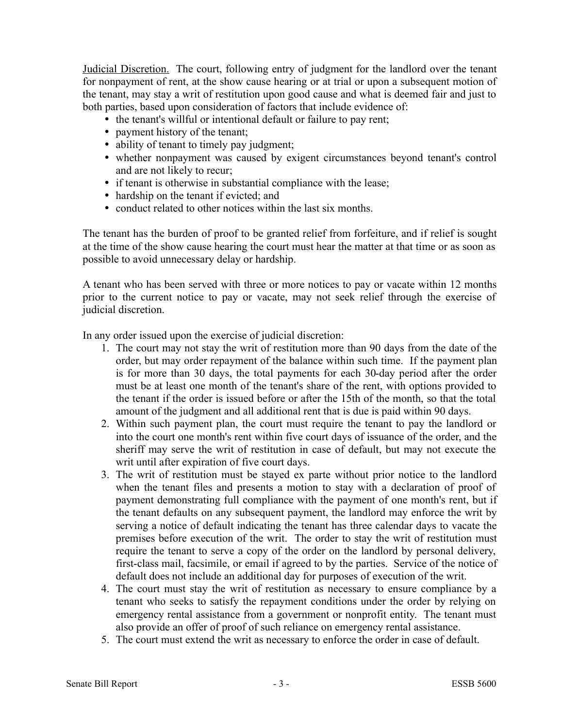<u>Judicial Discretion.</u> The court, following entry of judgment for the landlord over the tenant for nonpayment of rent, at the show cause hearing or at trial or upon a subsequent motion of the tenant, may stay a writ of restitution upon good cause and what is deemed fair and just to both parties, based upon consideration of factors that include evidence of:

- the tenant's willful or intentional default or failure to pay rent;
- payment history of the tenant;
- ability of tenant to timely pay judgment;
- whether nonpayment was caused by exigent circumstances beyond tenant's control and are not likely to recur;
- if tenant is otherwise in substantial compliance with the lease;
- hardship on the tenant if evicted; and
- conduct related to other notices within the last six months.

The tenant has the burden of proof to be granted relief from forfeiture, and if relief is sought at the time of the show cause hearing the court must hear the matter at that time or as soon as possible to avoid unnecessary delay or hardship.

A tenant who has been served with three or more notices to pay or vacate within 12 months prior to the current notice to pay or vacate, may not seek relief through the exercise of judicial discretion.

In any order issued upon the exercise of judicial discretion:

1. The court may not stay the writ of restitution more than 90 days from the date of the order, but may order repayment of the balance within such time. If the payment plan is for more than 30 days, the total payments for each 30-day period after the order must be at least one month of the tenant's share of the rent, with options provided to the tenant if the order is issued before or after the 15th of the month, so that the total amount of the judgment and all additional rent that is due is paid within 90 days.
2. Within such payment plan, the court must require the tenant to pay the landlord or into the court one month's rent within five court days of issuance of the order, and the sheriff may serve the writ of restitution in case of default, but may not execute the writ until after expiration of five court days.
3. The writ of restitution must be stayed ex parte without prior notice to the landlord when the tenant files and presents a motion to stay with a declaration of proof of payment demonstrating full compliance with the payment of one month's rent, but if the tenant defaults on any subsequent payment, the landlord may enforce the writ by serving a notice of default indicating the tenant has three calendar days to vacate the premises before execution of the writ. The order to stay the writ of restitution must require the tenant to serve a copy of the order on the landlord by personal delivery, first-class mail, facsimile, or email if agreed to by the parties. Service of the notice of default does not include an additional day for purposes of execution of the writ.
4. The court must stay the writ of restitution as necessary to ensure compliance by a tenant who seeks to satisfy the repayment conditions under the order by relying on emergency rental assistance from a government or nonprofit entity. The tenant must also provide an offer of proof of such reliance on emergency rental assistance.
5. The court must extend the writ as necessary to enforce the order in case of default.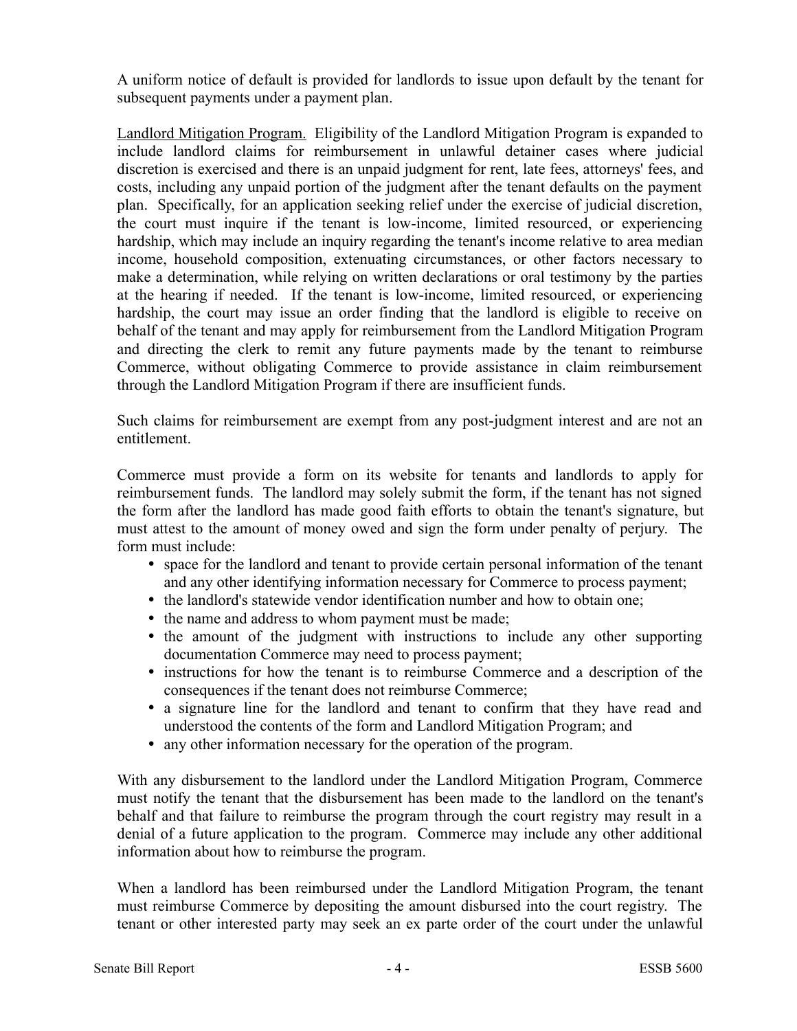A uniform notice of default is provided for landlords to issue upon default by the tenant for subsequent payments under a payment plan.

Landlord Mitigation Program. Eligibility of the Landlord Mitigation Program is expanded to include landlord claims for reimbursement in unlawful detainer cases where judicial discretion is exercised and there is an unpaid judgment for rent, late fees, attorneys' fees, and costs, including any unpaid portion of the judgment after the tenant defaults on the payment plan. Specifically, for an application seeking relief under the exercise of judicial discretion, the court must inquire if the tenant is low-income, limited resourced, or experiencing hardship, which may include an inquiry regarding the tenant's income relative to area median income, household composition, extenuating circumstances, or other factors necessary to make a determination, while relying on written declarations or oral testimony by the parties at the hearing if needed. If the tenant is low-income, limited resourced, or experiencing hardship, the court may issue an order finding that the landlord is eligible to receive on behalf of the tenant and may apply for reimbursement from the Landlord Mitigation Program and directing the clerk to remit any future payments made by the tenant to reimburse Commerce, without obligating Commerce to provide assistance in claim reimbursement through the Landlord Mitigation Program if there are insufficient funds.

Such claims for reimbursement are exempt from any post-judgment interest and are not an entitlement.

Commerce must provide a form on its website for tenants and landlords to apply for reimbursement funds. The landlord may solely submit the form, if the tenant has not signed the form after the landlord has made good faith efforts to obtain the tenant's signature, but must attest to the amount of money owed and sign the form under penalty of perjury. The form must include:

- space for the landlord and tenant to provide certain personal information of the tenant and any other identifying information necessary for Commerce to process payment;
- the landlord's statewide vendor identification number and how to obtain one;
- the name and address to whom payment must be made;
- the amount of the judgment with instructions to include any other supporting documentation Commerce may need to process payment;
- instructions for how the tenant is to reimburse Commerce and a description of the consequences if the tenant does not reimburse Commerce;
- a signature line for the landlord and tenant to confirm that they have read and understood the contents of the form and Landlord Mitigation Program; and
- any other information necessary for the operation of the program.

With any disbursement to the landlord under the Landlord Mitigation Program, Commerce must notify the tenant that the disbursement has been made to the landlord on the tenant's behalf and that failure to reimburse the program through the court registry may result in a denial of a future application to the program. Commerce may include any other additional information about how to reimburse the program.

When a landlord has been reimbursed under the Landlord Mitigation Program, the tenant must reimburse Commerce by depositing the amount disbursed into the court registry. The tenant or other interested party may seek an ex parte order of the court under the unlawful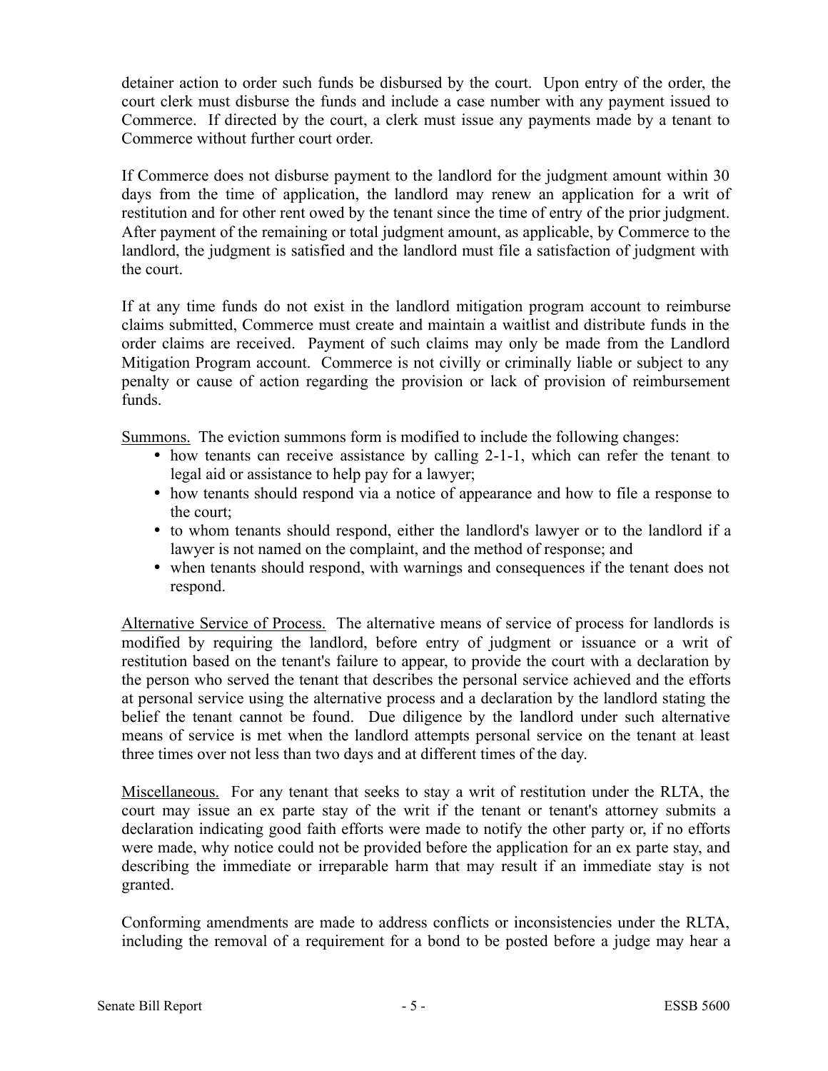detainer action to order such funds be disbursed by the court. Upon entry of the order, the court clerk must disburse the funds and include a case number with any payment issued to Commerce. If directed by the court, a clerk must issue any payments made by a tenant to Commerce without further court order.

If Commerce does not disburse payment to the landlord for the judgment amount within 30 days from the time of application, the landlord may renew an application for a writ of restitution and for other rent owed by the tenant since the time of entry of the prior judgment. After payment of the remaining or total judgment amount, as applicable, by Commerce to the landlord, the judgment is satisfied and the landlord must file a satisfaction of judgment with the court.

If at any time funds do not exist in the landlord mitigation program account to reimburse claims submitted, Commerce must create and maintain a waitlist and distribute funds in the order claims are received. Payment of such claims may only be made from the Landlord Mitigation Program account. Commerce is not civilly or criminally liable or subject to any penalty or cause of action regarding the provision or lack of provision of reimbursement funds.

Summons. The eviction summons form is modified to include the following changes:

- how tenants can receive assistance by calling 2-1-1, which can refer the tenant to legal aid or assistance to help pay for a lawyer;
- how tenants should respond via a notice of appearance and how to file a response to the court;
- to whom tenants should respond, either the landlord's lawyer or to the landlord if a lawyer is not named on the complaint, and the method of response; and
- when tenants should respond, with warnings and consequences if the tenant does not respond.

Alternative Service of Process. The alternative means of service of process for landlords is modified by requiring the landlord, before entry of judgment or issuance or a writ of restitution based on the tenant's failure to appear, to provide the court with a declaration by the person who served the tenant that describes the personal service achieved and the efforts at personal service using the alternative process and a declaration by the landlord stating the belief the tenant cannot be found. Due diligence by the landlord under such alternative means of service is met when the landlord attempts personal service on the tenant at least three times over not less than two days and at different times of the day.

Miscellaneous. For any tenant that seeks to stay a writ of restitution under the RLTA, the court may issue an ex parte stay of the writ if the tenant or tenant's attorney submits a declaration indicating good faith efforts were made to notify the other party or, if no efforts were made, why notice could not be provided before the application for an ex parte stay, and describing the immediate or irreparable harm that may result if an immediate stay is not granted.

Conforming amendments are made to address conflicts or inconsistencies under the RLTA, including the removal of a requirement for a bond to be posted before a judge may hear a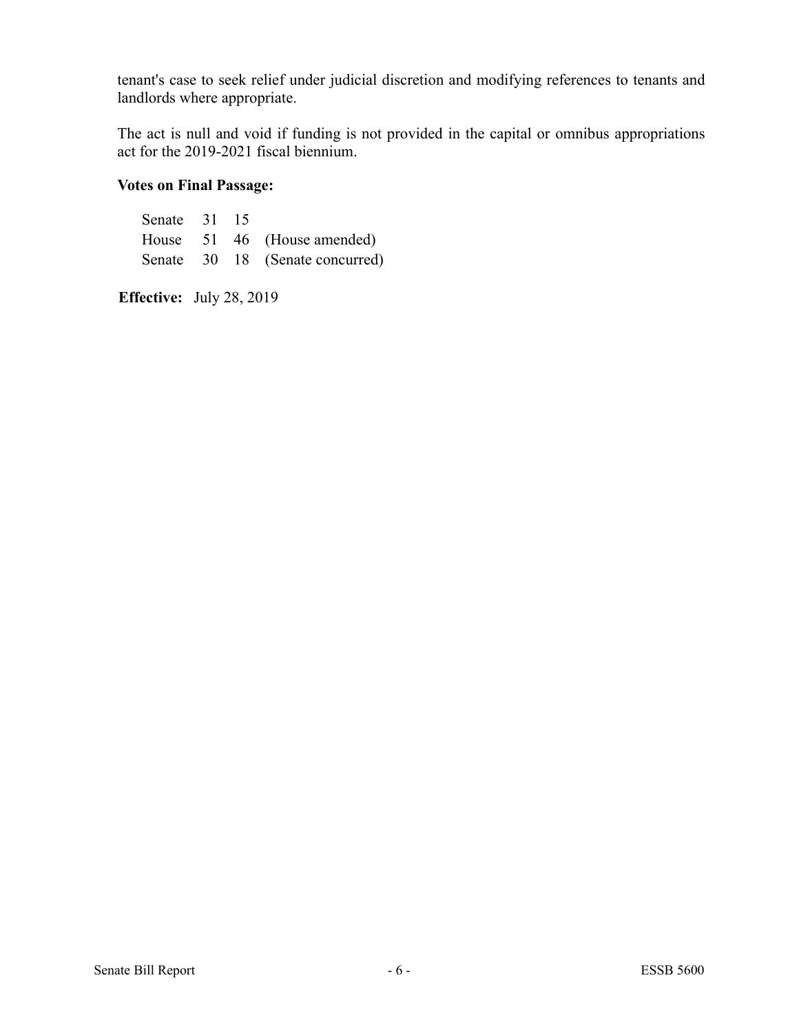tenant's case to seek relief under judicial discretion and modifying references to tenants and landlords where appropriate.

The act is null and void if funding is not provided in the capital or omnibus appropriations act for the 2019-2021 fiscal biennium.

**Votes on Final Passage:**

| | | | |
|---|---|---|---|
| Senate | 31 | 15 | |
| House | 51 | 46 | (House amended) |
| Senate | 30 | 18 | (Senate concurred) |

**Effective:** July 28, 2019